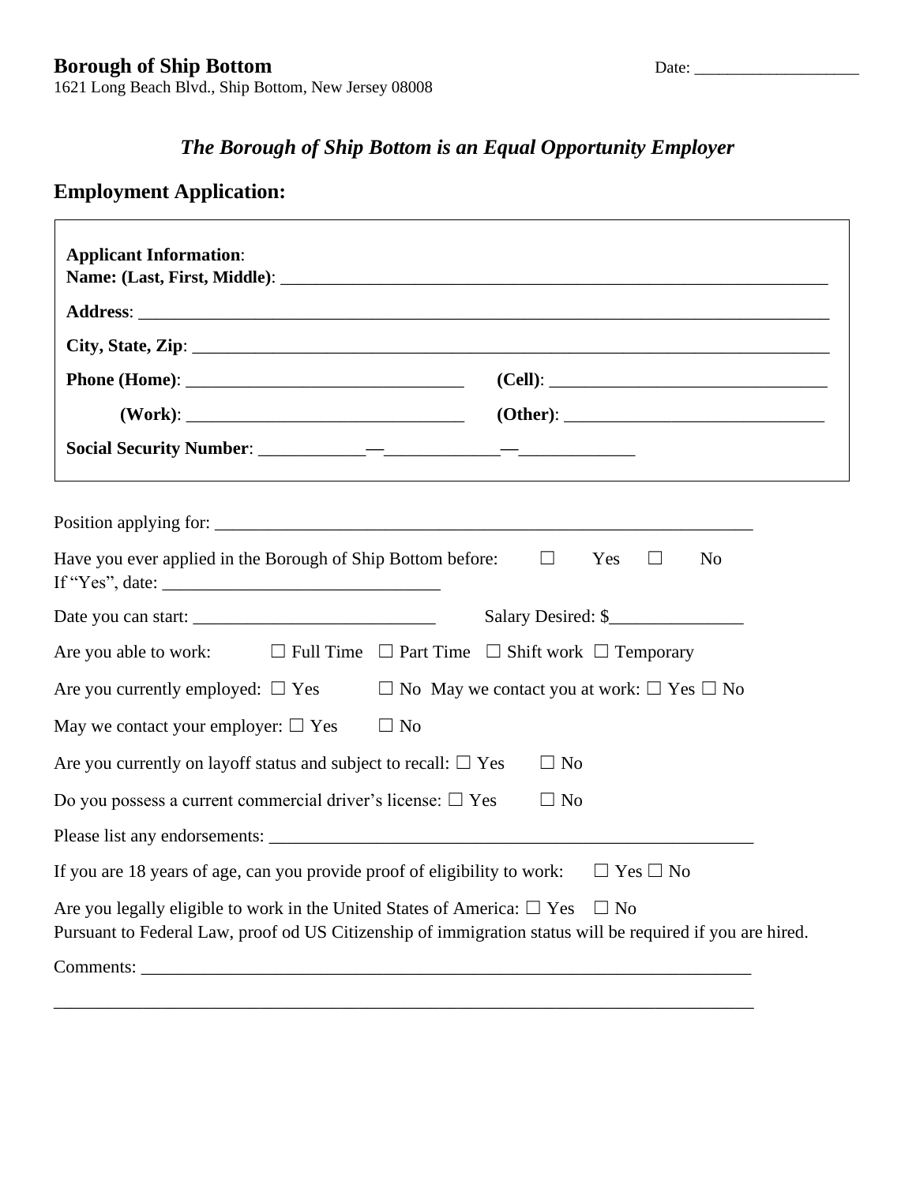**Borough of Ship Bottom** Date: ____________________

1621 Long Beach Blvd., Ship Bottom, New Jersey 08008

***The Borough of Ship Bottom is an Equal Opportunity Employer***

## Employment Application:

**Applicant Information**:

**Name: (Last, First, Middle)**: ______________________________________________________________

**Address**: ___________________________________________________________________________

**City, State, Zip**: _______________________________________________________________________

**Phone (Home)**: _______________________________ **(Cell)**: ________________________________

**(Work)**: _______________________________ **(Other)**: ______________________________

**Social Security Number**: ____________—_____________—_____________

Position applying for: ______________________________________________________________

Have you ever applied in the Borough of Ship Bottom before: ☐ Yes ☐ No

If "Yes", date: _______________________________

Date you can start: ___________________________ Salary Desired: $_______________

Are you able to work: ☐ Full Time ☐ Part Time ☐ Shift work ☐ Temporary

Are you currently employed: ☐ Yes ☐ No May we contact you at work: ☐ Yes ☐ No

May we contact your employer: ☐ Yes ☐ No

Are you currently on layoff status and subject to recall: ☐ Yes ☐ No

Do you possess a current commercial driver's license: ☐ Yes ☐ No

Please list any endorsements: ________________________________________________________

If you are 18 years of age, can you provide proof of eligibility to work: ☐ Yes ☐ No

Are you legally eligible to work in the United States of America: ☐ Yes ☐ No

Pursuant to Federal Law, proof od US Citizenship of immigration status will be required if you are hired.

Comments: _________________________________________________________________________

_________________________________________________________________________________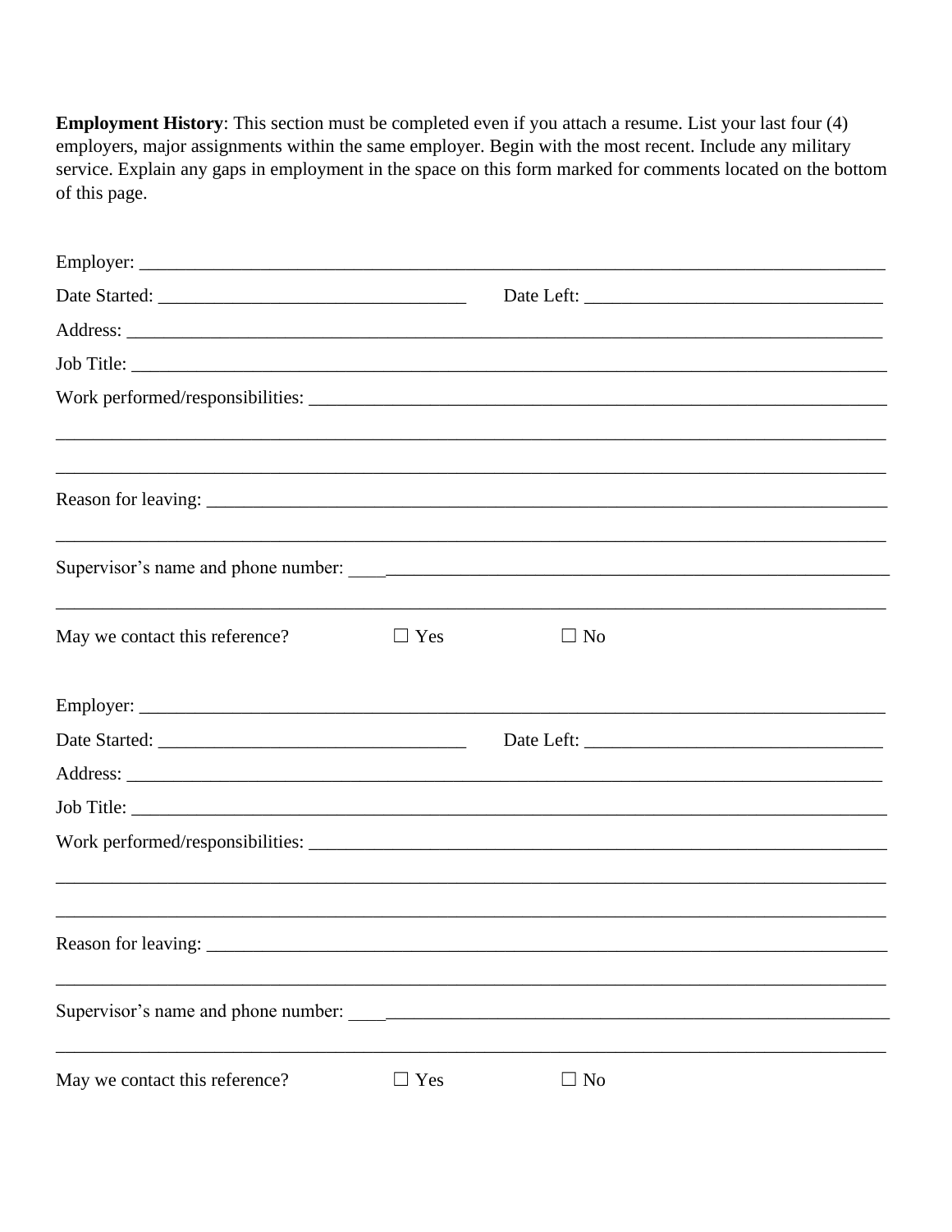**Employment History**: This section must be completed even if you attach a resume. List your last four (4) employers, major assignments within the same employer. Begin with the most recent. Include any military service. Explain any gaps in employment in the space on this form marked for comments located on the bottom of this page.

Employer: ____________________________________________________________________________

Date Started: _________________________________ Date Left: ________________________________

Address: _____________________________________________________________________________

Job Title: ____________________________________________________________________________

Work performed/responsibilities: _________________________________________________________

______________________________________________________________________________________

______________________________________________________________________________________

Reason for leaving: ____________________________________________________________________

______________________________________________________________________________________

Supervisor's name and phone number: ______________________________________________________

______________________________________________________________________________________

May we contact this reference? ☐ Yes ☐ No

Employer: ____________________________________________________________________________

Date Started: _________________________________ Date Left: ________________________________

Address: _____________________________________________________________________________

Job Title: ____________________________________________________________________________

Work performed/responsibilities: _________________________________________________________

______________________________________________________________________________________

______________________________________________________________________________________

Reason for leaving: ____________________________________________________________________

______________________________________________________________________________________

Supervisor's name and phone number: ______________________________________________________

______________________________________________________________________________________

May we contact this reference? ☐ Yes ☐ No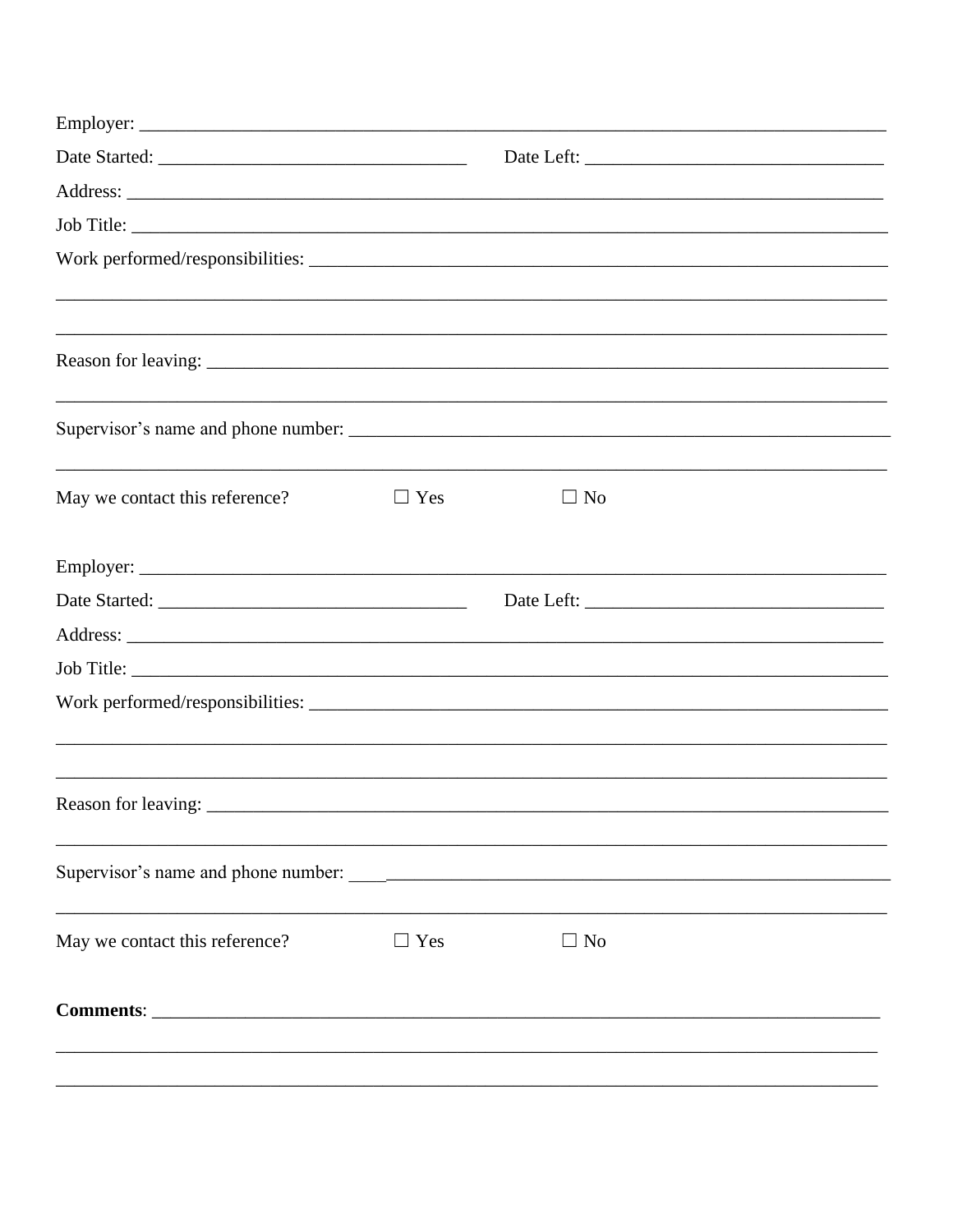Employer: ______________________________________________________________________________

Date Started: _________________________________ Date Left: _______________________________

Address: _______________________________________________________________________________

Job Title: ______________________________________________________________________________

Work performed/responsibilities: _________________________________________________________

_______________________________________________________________________________________

_______________________________________________________________________________________

Reason for leaving: ______________________________________________________________________

_______________________________________________________________________________________

Supervisor's name and phone number: _____________________________________________________

_______________________________________________________________________________________

May we contact this reference? ☐ Yes ☐ No

Employer: ______________________________________________________________________________

Date Started: _________________________________ Date Left: _______________________________

Address: _______________________________________________________________________________

Job Title: ______________________________________________________________________________

Work performed/responsibilities: _________________________________________________________

_______________________________________________________________________________________

_______________________________________________________________________________________

Reason for leaving: ______________________________________________________________________

_______________________________________________________________________________________

Supervisor's name and phone number: _____________________________________________________

_______________________________________________________________________________________

May we contact this reference? ☐ Yes ☐ No

**Comments**: ___________________________________________________________________________

_______________________________________________________________________________________

_______________________________________________________________________________________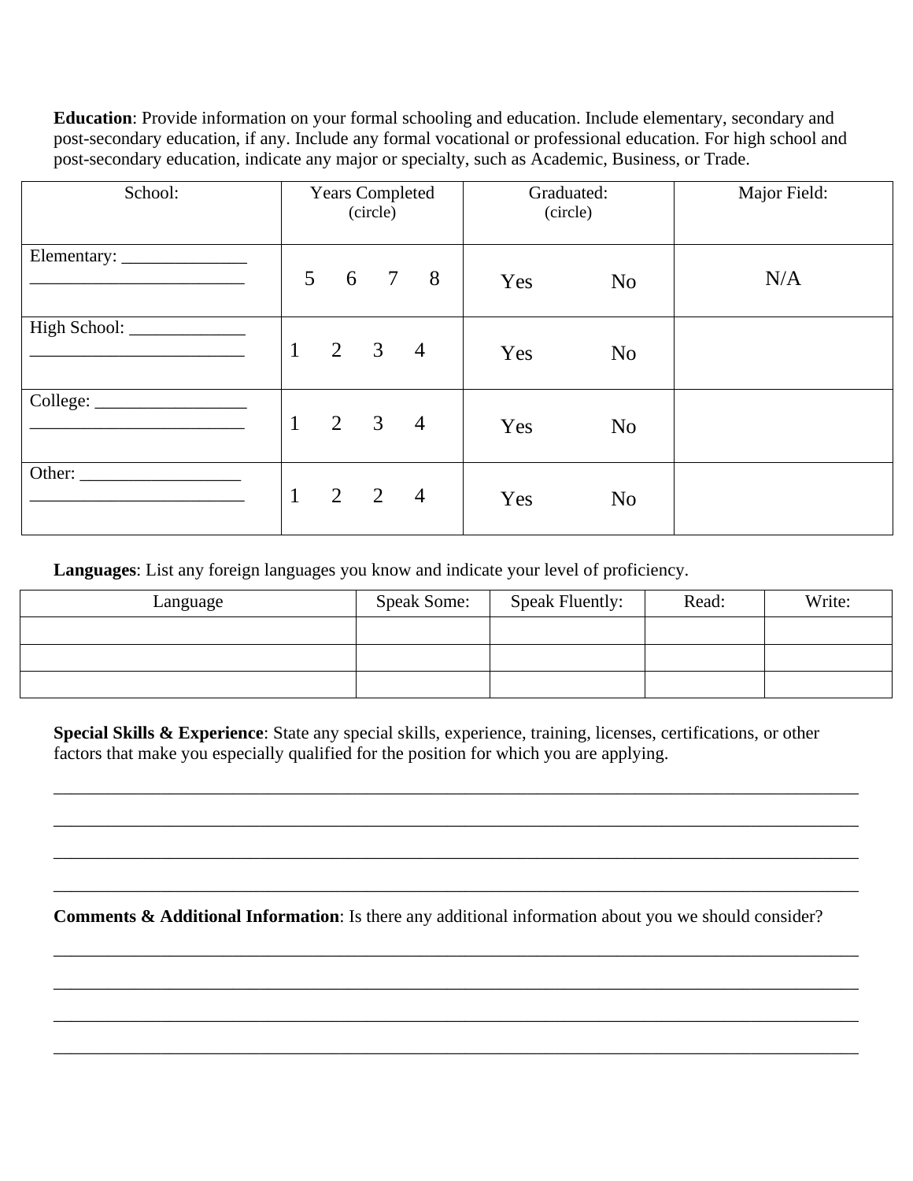**Education**: Provide information on your formal schooling and education. Include elementary, secondary and post-secondary education, if any. Include any formal vocational or professional education. For high school and post-secondary education, indicate any major or specialty, such as Academic, Business, or Trade.

| School: | Years Completed (circle) | Graduated: (circle) | Major Field: |
|---|---|---|---|
| Elementary: ______________ ________________________ | 5 6 7 8 | Yes No | N/A |
| High School: _____________ ________________________ | 1 2 3 4 | Yes No | |
| College: _________________ ________________________ | 1 2 3 4 | Yes No | |
| Other: __________________ ________________________ | 1 2 2 4 | Yes No | |

**Languages**: List any foreign languages you know and indicate your level of proficiency.

| Language | Speak Some: | Speak Fluently: | Read: | Write: |
|---|---|---|---|---|
| | | | | |
| | | | | |
| | | | | |

**Special Skills & Experience**: State any special skills, experience, training, licenses, certifications, or other factors that make you especially qualified for the position for which you are applying.

______________________________________________________________________________________

______________________________________________________________________________________

______________________________________________________________________________________

______________________________________________________________________________________

**Comments & Additional Information**: Is there any additional information about you we should consider?

______________________________________________________________________________________

______________________________________________________________________________________

______________________________________________________________________________________

______________________________________________________________________________________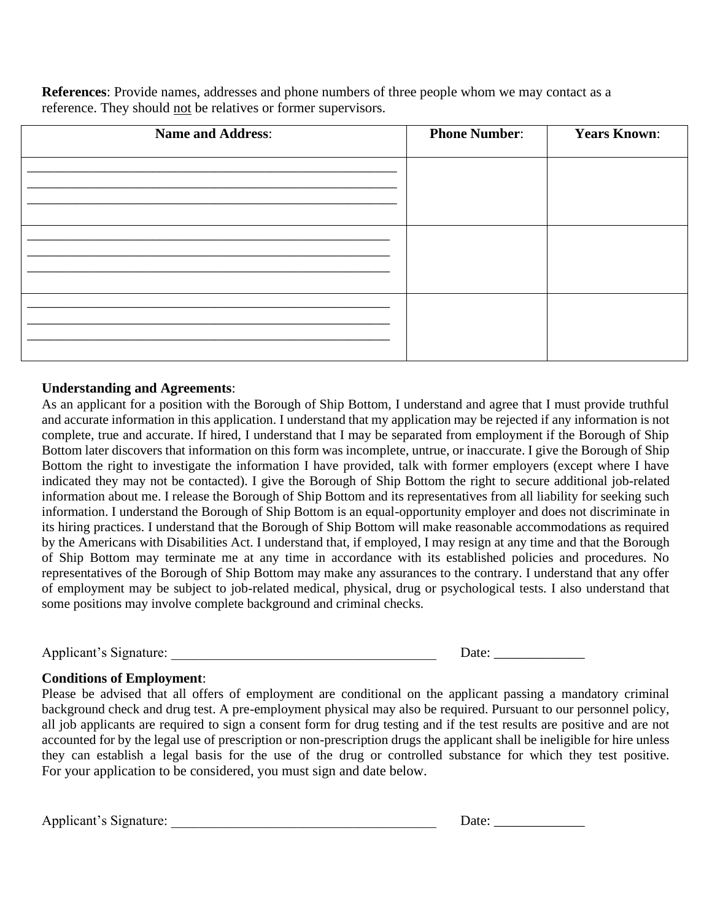**References**: Provide names, addresses and phone numbers of three people whom we may contact as a reference. They should <u>not</u> be relatives or former supervisors.

| **Name and Address**: | **Phone Number**: | **Years Known**: |
|---|---|---|
| ______________________________________________________ ______________________________________________________ ______________________________________________________ | | |
| ______________________________________________________ ______________________________________________________ ______________________________________________________ | | |
| ______________________________________________________ ______________________________________________________ ______________________________________________________ | | |

**Understanding and Agreements**:

As an applicant for a position with the Borough of Ship Bottom, I understand and agree that I must provide truthful and accurate information in this application. I understand that my application may be rejected if any information is not complete, true and accurate. If hired, I understand that I may be separated from employment if the Borough of Ship Bottom later discovers that information on this form was incomplete, untrue, or inaccurate. I give the Borough of Ship Bottom the right to investigate the information I have provided, talk with former employers (except where I have indicated they may not be contacted). I give the Borough of Ship Bottom the right to secure additional job-related information about me. I release the Borough of Ship Bottom and its representatives from all liability for seeking such information. I understand the Borough of Ship Bottom is an equal-opportunity employer and does not discriminate in its hiring practices. I understand that the Borough of Ship Bottom will make reasonable accommodations as required by the Americans with Disabilities Act. I understand that, if employed, I may resign at any time and that the Borough of Ship Bottom may terminate me at any time in accordance with its established policies and procedures. No representatives of the Borough of Ship Bottom may make any assurances to the contrary. I understand that any offer of employment may be subject to job-related medical, physical, drug or psychological tests. I also understand that some positions may involve complete background and criminal checks.

Applicant's Signature: ______________________________________ Date: _____________

**Conditions of Employment**:

Please be advised that all offers of employment are conditional on the applicant passing a mandatory criminal background check and drug test. A pre-employment physical may also be required. Pursuant to our personnel policy, all job applicants are required to sign a consent form for drug testing and if the test results are positive and are not accounted for by the legal use of prescription or non-prescription drugs the applicant shall be ineligible for hire unless they can establish a legal basis for the use of the drug or controlled substance for which they test positive. For your application to be considered, you must sign and date below.

Applicant's Signature: ______________________________________ Date: _____________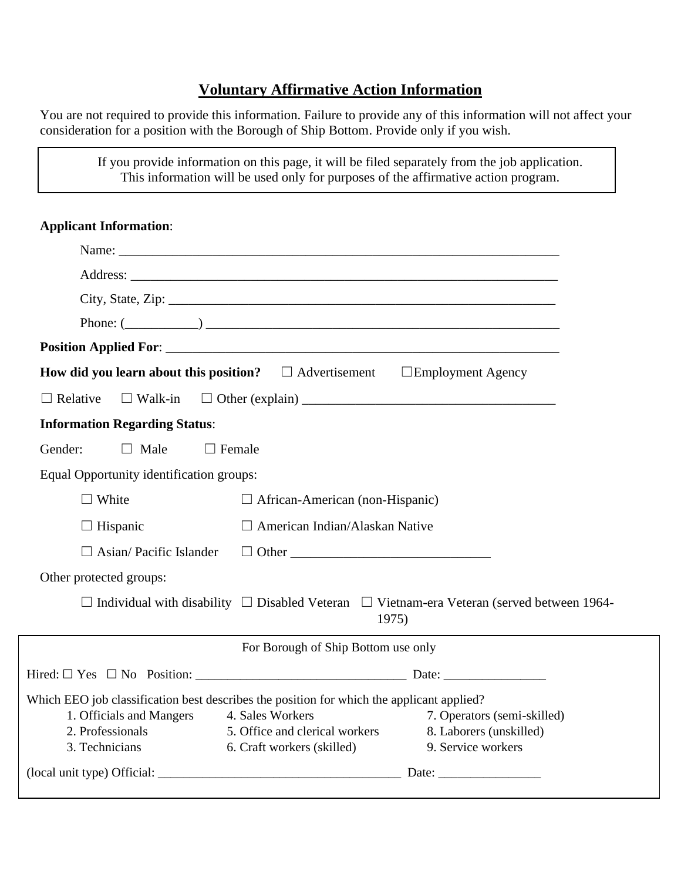# Voluntary Affirmative Action Information

You are not required to provide this information. Failure to provide any of this information will not affect your consideration for a position with the Borough of Ship Bottom. Provide only if you wish.

> If you provide information on this page, it will be filed separately from the job application. This information will be used only for purposes of the affirmative action program.

**Applicant Information**:

Name: ______________________________________________________________________

Address: ____________________________________________________________________

City, State, Zip: _____________________________________________________________

Phone: (___________) _________________________________________________________

**Position Applied For**: ______________________________________________________________

**How did you learn about this position?** ☐ Advertisement ☐Employment Agency

☐ Relative ☐ Walk-in ☐ Other (explain) ____________________________________

**Information Regarding Status**:

Gender: ☐ Male ☐ Female

Equal Opportunity identification groups:

☐ White ☐ African-American (non-Hispanic)

☐ Hispanic ☐ American Indian/Alaskan Native

☐ Asian/ Pacific Islander ☐ Other _____________________________

Other protected groups:

☐ Individual with disability ☐ Disabled Veteran ☐ Vietnam-era Veteran (served between 1964-1975)

---

For Borough of Ship Bottom use only

Hired: ☐ Yes ☐ No Position: _________________________________ Date: ________________

Which EEO job classification best describes the position for which the applicant applied?

| | | |
|---|---|---|
| 1. Officials and Mangers | 4. Sales Workers | 7. Operators (semi-skilled) |
| 2. Professionals | 5. Office and clerical workers | 8. Laborers (unskilled) |
| 3. Technicians | 6. Craft workers (skilled) | 9. Service workers |

(local unit type) Official: _____________________________________ Date: ________________